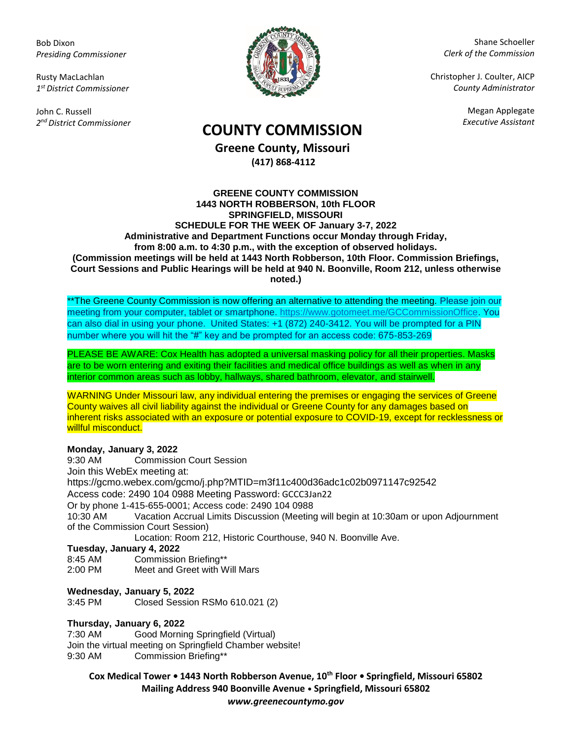Bob Dixon
*Presiding Commissioner*

Rusty MacLachlan
*1st District Commissioner*

John C. Russell
*2nd District Commissioner*

Shane Schoeller
*Clerk of the Commission*

Christopher J. Coulter, AICP
*County Administrator*

Megan Applegate
*Executive Assistant*

# COUNTY COMMISSION

## Greene County, Missouri

**(417) 868-4112**

**GREENE COUNTY COMMISSION**
**1443 NORTH ROBBERSON, 10th FLOOR**
**SPRINGFIELD, MISSOURI**
**SCHEDULE FOR THE WEEK OF January 3-7, 2022**
**Administrative and Department Functions occur Monday through Friday, from 8:00 a.m. to 4:30 p.m., with the exception of observed holidays.**
**(Commission meetings will be held at 1443 North Robberson, 10th Floor. Commission Briefings, Court Sessions and Public Hearings will be held at 940 N. Boonville, Room 212, unless otherwise noted.)**

**The Greene County Commission is now offering an alternative to attending the meeting. Please join our meeting from your computer, tablet or smartphone. https://www.gotomeet.me/GCCommissionOffice. You can also dial in using your phone. United States: +1 (872) 240-3412. You will be prompted for a PIN number where you will hit the "#" key and be prompted for an access code: 675-853-269

PLEASE BE AWARE: Cox Health has adopted a universal masking policy for all their properties. Masks are to be worn entering and exiting their facilities and medical office buildings as well as when in any interior common areas such as lobby, hallways, shared bathroom, elevator, and stairwell.

WARNING Under Missouri law, any individual entering the premises or engaging the services of Greene County waives all civil liability against the individual or Greene County for any damages based on inherent risks associated with an exposure or potential exposure to COVID-19, except for recklessness or willful misconduct.

**Monday, January 3, 2022**
9:30 AM Commission Court Session
Join this WebEx meeting at:
https://gcmo.webex.com/gcmo/j.php?MTID=m3f11c400d36adc1c02b0971147c92542
Access code: 2490 104 0988 Meeting Password: GCCC3Jan22
Or by phone 1-415-655-0001; Access code: 2490 104 0988
10:30 AM Vacation Accrual Limits Discussion (Meeting will begin at 10:30am or upon Adjournment of the Commission Court Session)
Location: Room 212, Historic Courthouse, 940 N. Boonville Ave.

**Tuesday, January 4, 2022**
8:45 AM Commission Briefing**
2:00 PM Meet and Greet with Will Mars

**Wednesday, January 5, 2022**
3:45 PM Closed Session RSMo 610.021 (2)

**Thursday, January 6, 2022**
7:30 AM Good Morning Springfield (Virtual)
Join the virtual meeting on Springfield Chamber website!
9:30 AM Commission Briefing**

**Cox Medical Tower • 1443 North Robberson Avenue, 10th Floor • Springfield, Missouri 65802**
**Mailing Address 940 Boonville Avenue • Springfield, Missouri 65802**
***www.greenecountymo.gov***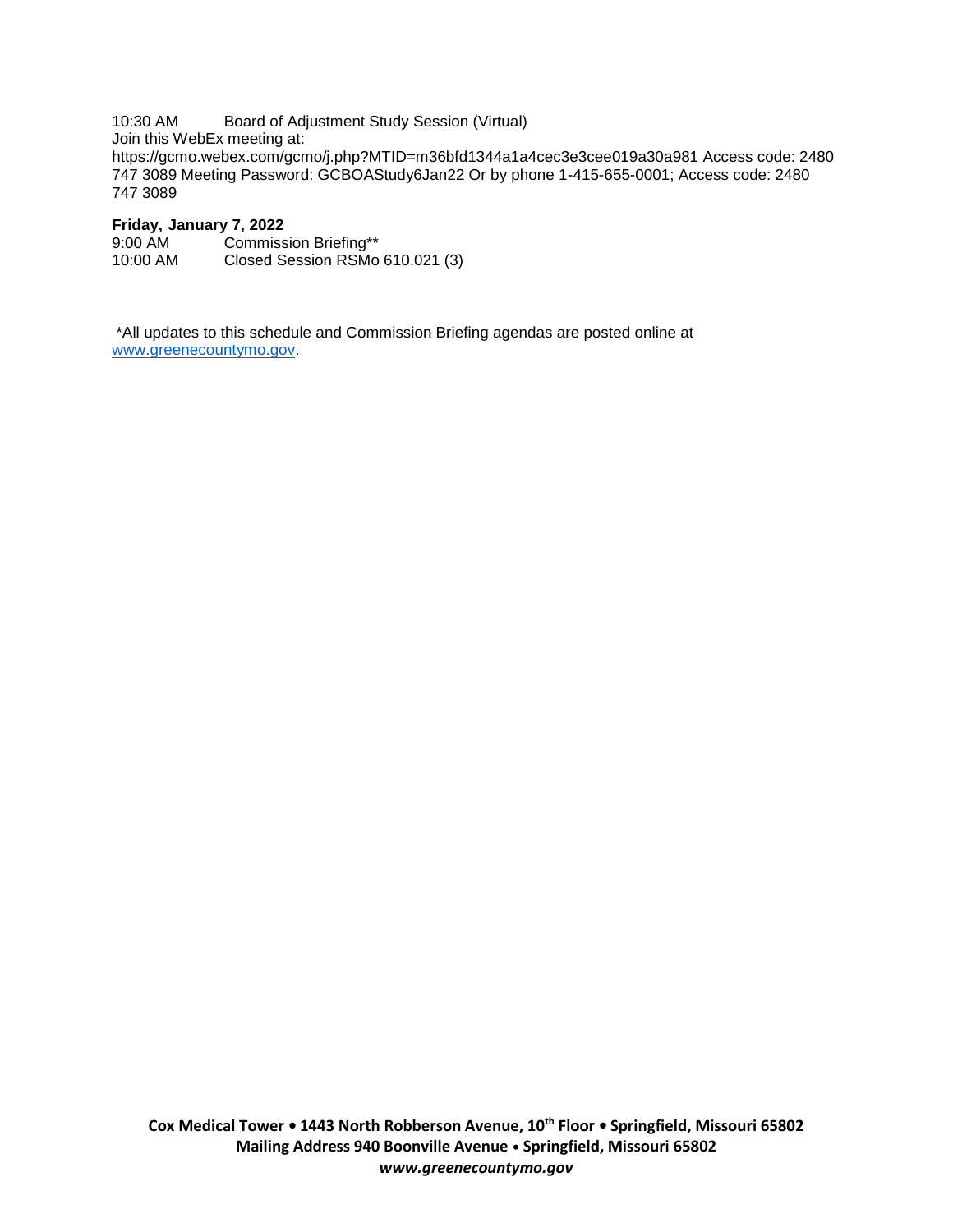10:30 AM Board of Adjustment Study Session (Virtual)
Join this WebEx meeting at:
https://gcmo.webex.com/gcmo/j.php?MTID=m36bfd1344a1a4cec3e3cee019a30a981 Access code: 2480 747 3089 Meeting Password: GCBOAStudy6Jan22 Or by phone 1-415-655-0001; Access code: 2480 747 3089

**Friday, January 7, 2022**

9:00 AM Commission Briefing**
10:00 AM Closed Session RSMo 610.021 (3)

*All updates to this schedule and Commission Briefing agendas are posted online at [www.greenecountymo.gov](http://www.greenecountymo.gov).